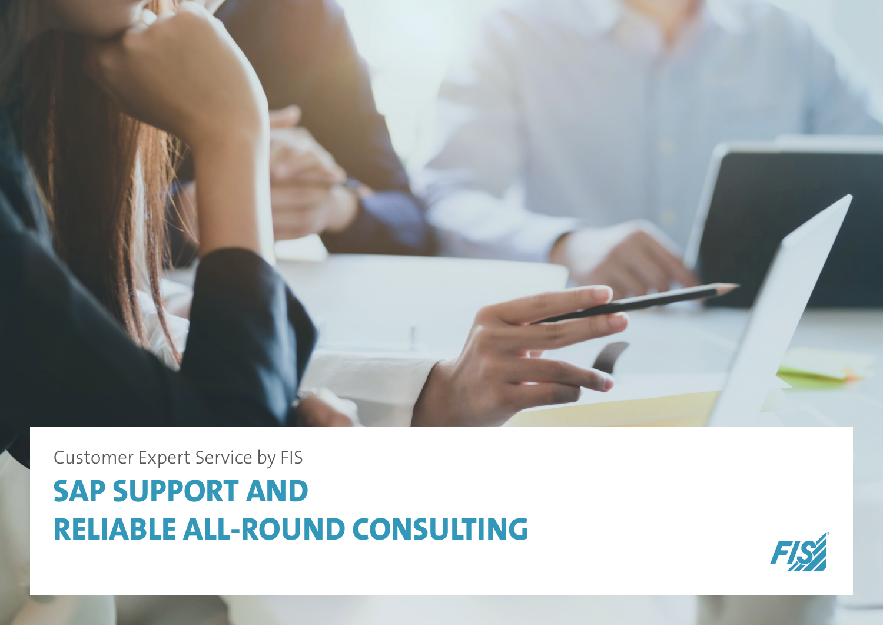Customer Expert Service by FIS

# SAP SUPPORT AND RELIABLE ALL-ROUND CONSULTING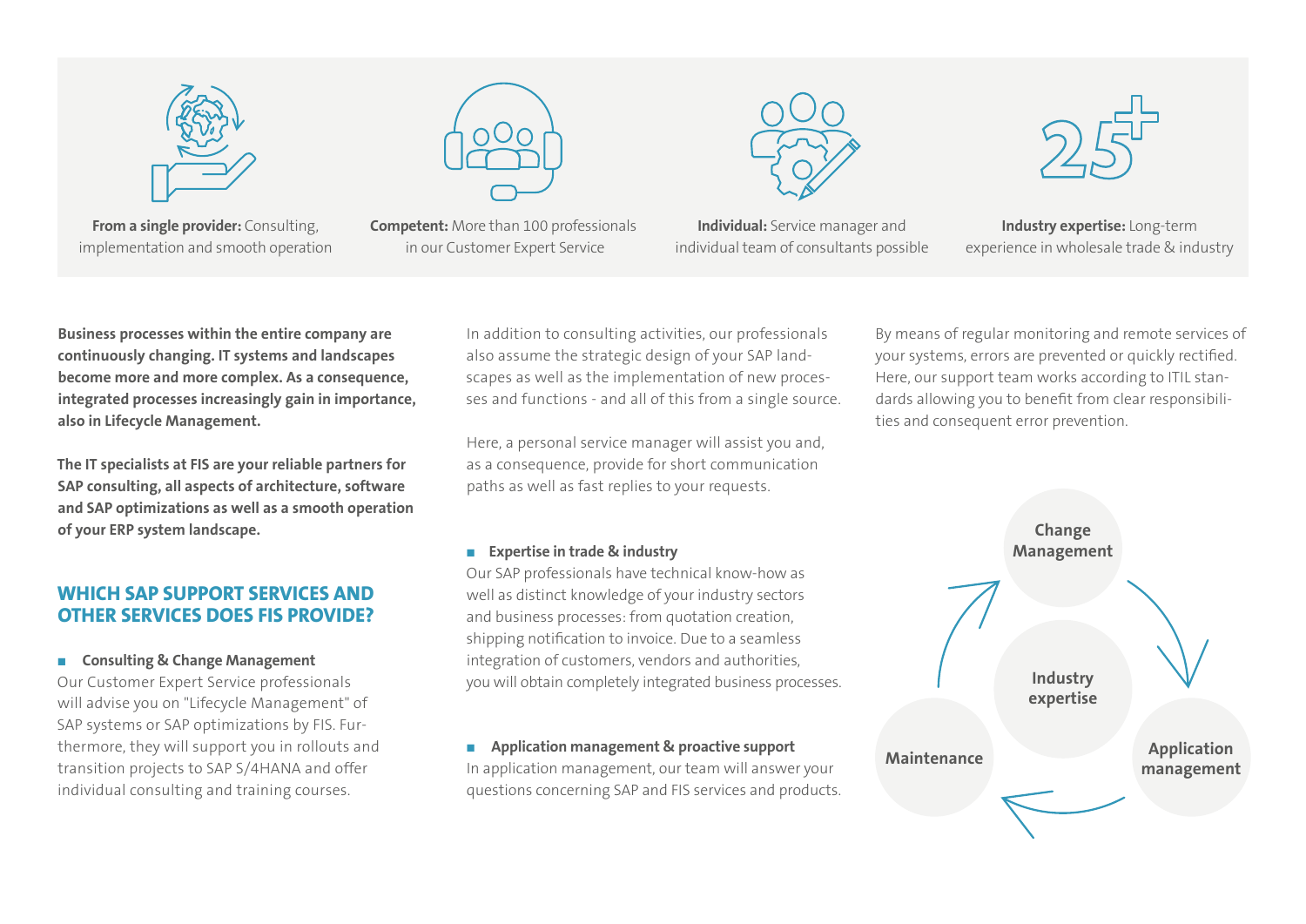**From a single provider:** Consulting, implementation and smooth operation

**Competent:** More than 100 professionals in our Customer Expert Service

**Individual:** Service manager and individual team of consultants possible

**Industry expertise:** Long-term experience in wholesale trade & industry

**Business processes within the entire company are continuously changing. IT systems and landscapes become more and more complex. As a consequence, integrated processes increasingly gain in importance, also in Lifecycle Management.**

**The IT specialists at FIS are your reliable partners for SAP consulting, all aspects of architecture, software and SAP optimizations as well as a smooth operation of your ERP system landscape.**

## WHICH SAP SUPPORT SERVICES AND OTHER SERVICES DOES FIS PROVIDE?

- **Consulting & Change Management**

Our Customer Expert Service professionals will advise you on "Lifecycle Management" of SAP systems or SAP optimizations by FIS. Furthermore, they will support you in rollouts and transition projects to SAP S/4HANA and offer individual consulting and training courses.

In addition to consulting activities, our professionals also assume the strategic design of your SAP landscapes as well as the implementation of new processes and functions - and all of this from a single source.

Here, a personal service manager will assist you and, as a consequence, provide for short communication paths as well as fast replies to your requests.

- **Expertise in trade & industry**

Our SAP professionals have technical know-how as well as distinct knowledge of your industry sectors and business processes: from quotation creation, shipping notification to invoice. Due to a seamless integration of customers, vendors and authorities, you will obtain completely integrated business processes.

- **Application management & proactive support**

In application management, our team will answer your questions concerning SAP and FIS services and products.

By means of regular monitoring and remote services of your systems, errors are prevented or quickly rectified. Here, our support team works according to ITIL standards allowing you to benefit from clear responsibilities and consequent error prevention.

Change Management

Industry expertise

Application management

Maintenance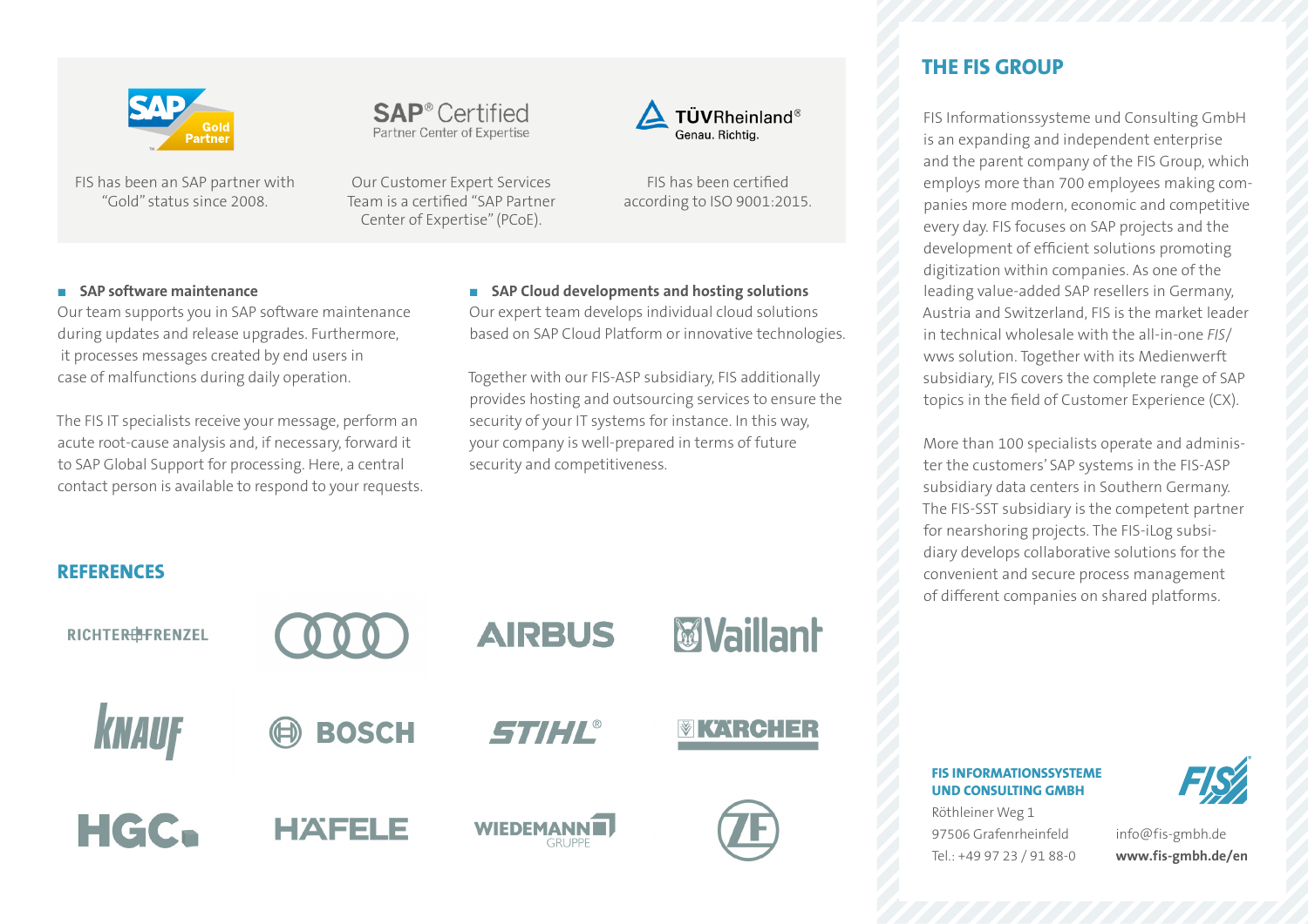SAP Gold Partner

FIS has been an SAP partner with "Gold" status since 2008.

SAP® Certified
Partner Center of Expertise

Our Customer Expert Services Team is a certified "SAP Partner Center of Expertise" (PCoE).

TÜVRheinland®
Genau. Richtig.

FIS has been certified according to ISO 9001:2015.

### SAP software maintenance

Our team supports you in SAP software maintenance during updates and release upgrades. Furthermore, it processes messages created by end users in case of malfunctions during daily operation.

The FIS IT specialists receive your message, perform an acute root-cause analysis and, if necessary, forward it to SAP Global Support for processing. Here, a central contact person is available to respond to your requests.

### SAP Cloud developments and hosting solutions

Our expert team develops individual cloud solutions based on SAP Cloud Platform or innovative technologies.

Together with our FIS-ASP subsidiary, FIS additionally provides hosting and outsourcing services to ensure the security of your IT systems for instance. In this way, your company is well-prepared in terms of future security and competitiveness.

## REFERENCES

RICHTER FRENZEL, Audi, AIRBUS, Vaillant, KNAUF, BOSCH, STIHL®, KÄRCHER, HGC, HÄFELE, WIEDEMANN GRUPPE, ZF

## THE FIS GROUP

FIS Informationssysteme und Consulting GmbH is an expanding and independent enterprise and the parent company of the FIS Group, which employs more than 700 employees making companies more modern, economic and competitive every day. FIS focuses on SAP projects and the development of efficient solutions promoting digitization within companies. As one of the leading value-added SAP resellers in Germany, Austria and Switzerland, FIS is the market leader in technical wholesale with the all-in-one *FIS/wws* solution. Together with its Medienwerft subsidiary, FIS covers the complete range of SAP topics in the field of Customer Experience (CX).

More than 100 specialists operate and administer the customers' SAP systems in the FIS-ASP subsidiary data centers in Southern Germany. The FIS-SST subsidiary is the competent partner for nearshoring projects. The FIS-iLog subsidiary develops collaborative solutions for the convenient and secure process management of different companies on shared platforms.

**FIS INFORMATIONSSYSTEME UND CONSULTING GMBH**
Röthleiner Weg 1
97506 Grafenrheinfeld
Tel.: +49 97 23 / 91 88-0

info@fis-gmbh.de
**www.fis-gmbh.de/en**